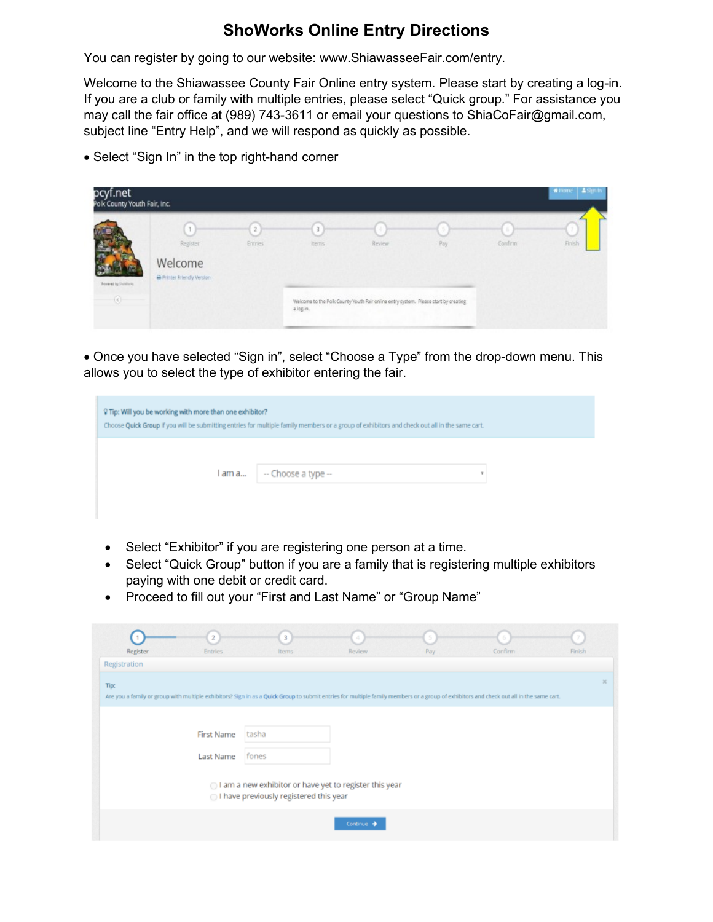# ShoWorks Online Entry Directions

You can register by going to our website: www.ShiawasseeFair.com/entry.

Welcome to the Shiawassee County Fair Online entry system. Please start by creating a log-in. If you are a club or family with multiple entries, please select "Quick group." For assistance you may call the fair office at (989) 743-3611 or email your questions to ShiaCoFair@gmail.com, subject line "Entry Help", and we will respond as quickly as possible.

- Select "Sign In" in the top right-hand corner

- Once you have selected "Sign in", select "Choose a Type" from the drop-down menu. This allows you to select the type of exhibitor entering the fair.

- Select "Exhibitor" if you are registering one person at a time.
- Select "Quick Group" button if you are a family that is registering multiple exhibitors paying with one debit or credit card.
- Proceed to fill out your "First and Last Name" or "Group Name"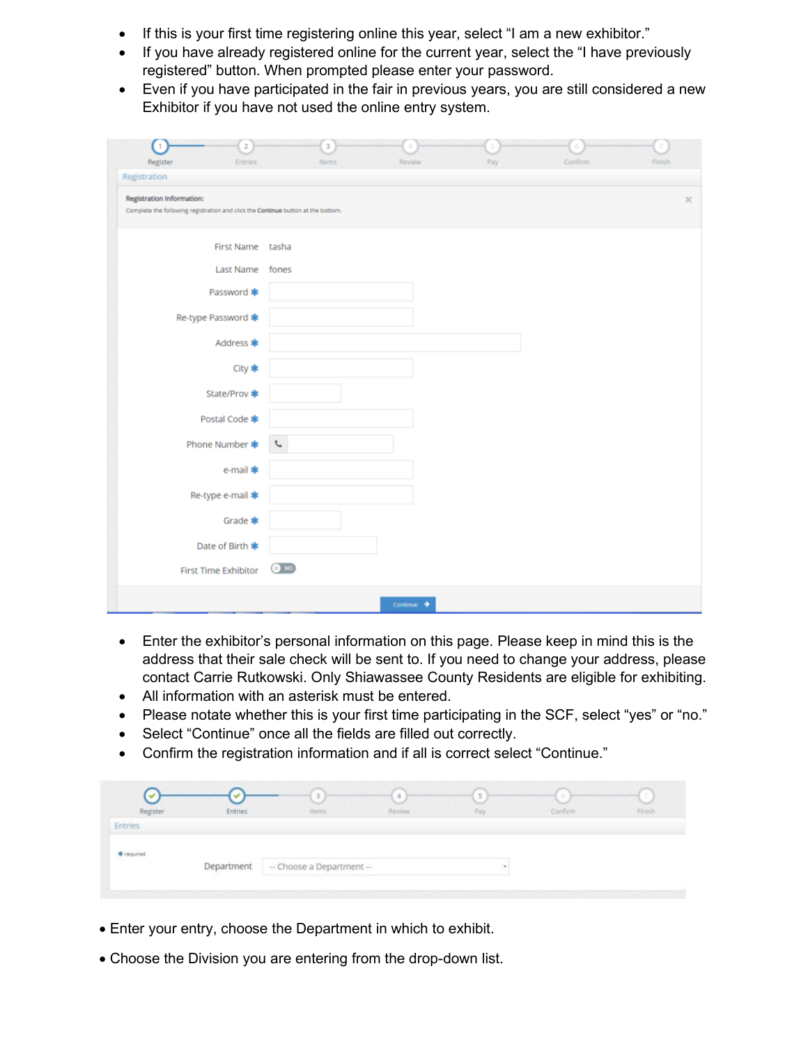- If this is your first time registering online this year, select "I am a new exhibitor."
- If you have already registered online for the current year, select the "I have previously registered" button. When prompted please enter your password.
- Even if you have participated in the fair in previous years, you are still considered a new Exhibitor if you have not used the online entry system.

- Enter the exhibitor's personal information on this page. Please keep in mind this is the address that their sale check will be sent to. If you need to change your address, please contact Carrie Rutkowski. Only Shiawassee County Residents are eligible for exhibiting.
- All information with an asterisk must be entered.
- Please notate whether this is your first time participating in the SCF, select "yes" or "no."
- Select "Continue" once all the fields are filled out correctly.
- Confirm the registration information and if all is correct select "Continue."

- Enter your entry, choose the Department in which to exhibit.
- Choose the Division you are entering from the drop-down list.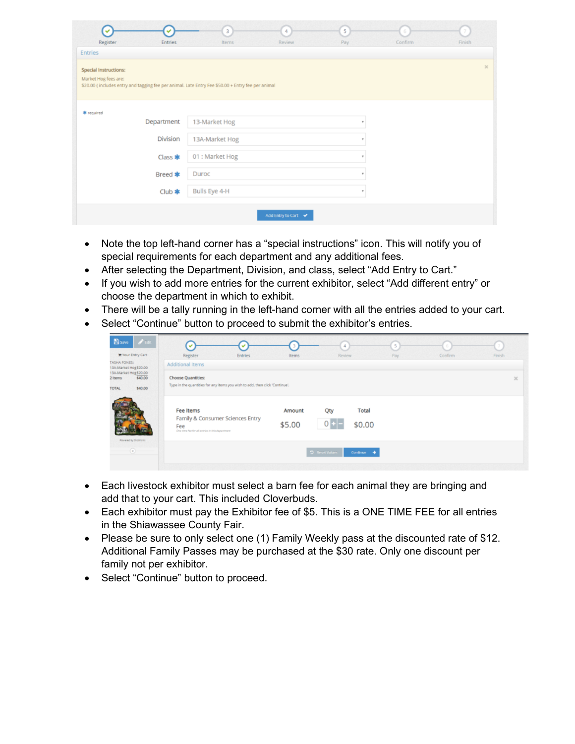- Note the top left-hand corner has a “special instructions” icon. This will notify you of special requirements for each department and any additional fees.
- After selecting the Department, Division, and class, select “Add Entry to Cart.”
- If you wish to add more entries for the current exhibitor, select “Add different entry” or choose the department in which to exhibit.
- There will be a tally running in the left-hand corner with all the entries added to your cart.
- Select “Continue” button to proceed to submit the exhibitor’s entries.

- Each livestock exhibitor must select a barn fee for each animal they are bringing and add that to your cart. This included Cloverbuds.
- Each exhibitor must pay the Exhibitor fee of $5. This is a ONE TIME FEE for all entries in the Shiawassee County Fair.
- Please be sure to only select one (1) Family Weekly pass at the discounted rate of $12. Additional Family Passes may be purchased at the $30 rate. Only one discount per family not per exhibitor.
- Select “Continue” button to proceed.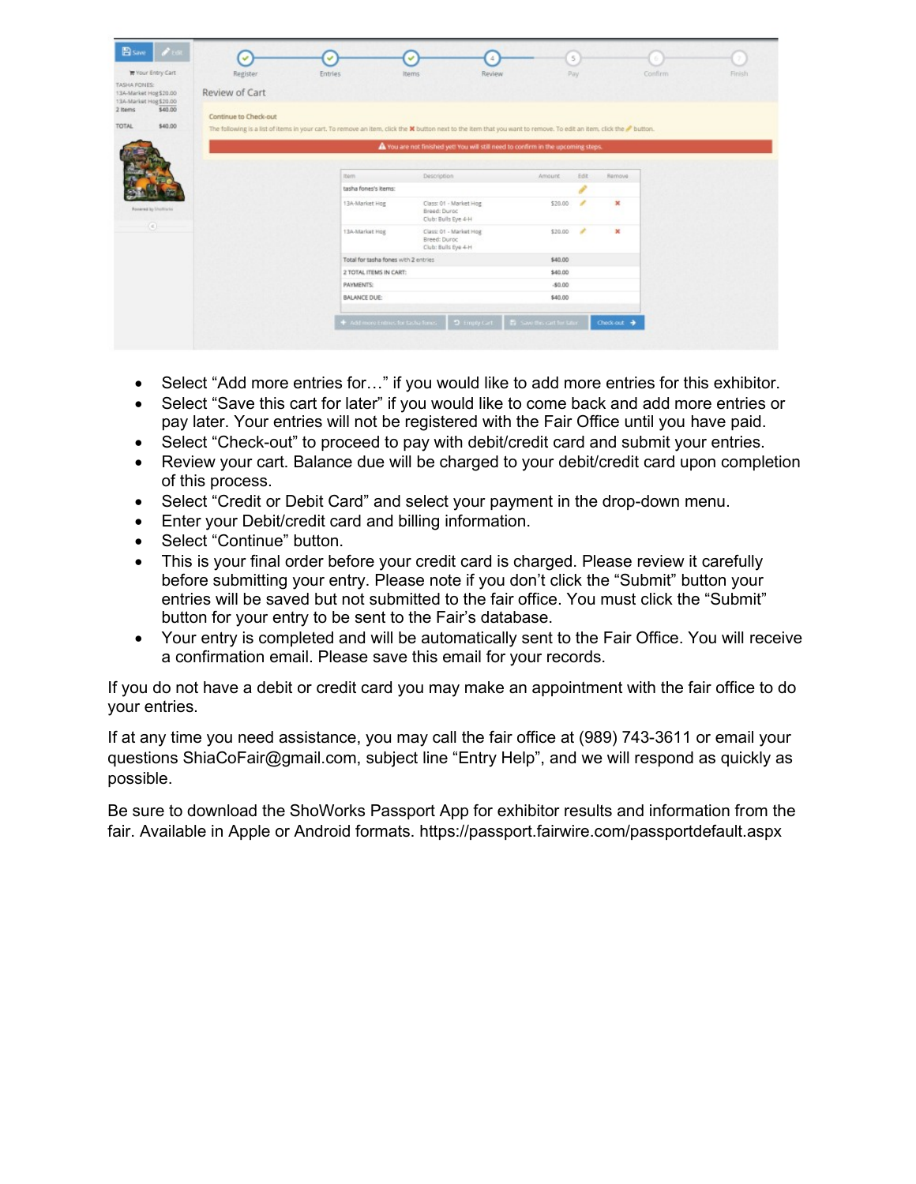- Select “Add more entries for…” if you would like to add more entries for this exhibitor.
- Select “Save this cart for later” if you would like to come back and add more entries or pay later. Your entries will not be registered with the Fair Office until you have paid.
- Select “Check-out” to proceed to pay with debit/credit card and submit your entries.
- Review your cart. Balance due will be charged to your debit/credit card upon completion of this process.
- Select “Credit or Debit Card” and select your payment in the drop-down menu.
- Enter your Debit/credit card and billing information.
- Select “Continue” button.
- This is your final order before your credit card is charged. Please review it carefully before submitting your entry. Please note if you don’t click the “Submit” button your entries will be saved but not submitted to the fair office. You must click the “Submit” button for your entry to be sent to the Fair’s database.
- Your entry is completed and will be automatically sent to the Fair Office. You will receive a confirmation email. Please save this email for your records.

If you do not have a debit or credit card you may make an appointment with the fair office to do your entries.

If at any time you need assistance, you may call the fair office at (989) 743-3611 or email your questions ShiaCoFair@gmail.com, subject line “Entry Help”, and we will respond as quickly as possible.

Be sure to download the ShoWorks Passport App for exhibitor results and information from the fair. Available in Apple or Android formats. https://passport.fairwire.com/passportdefault.aspx